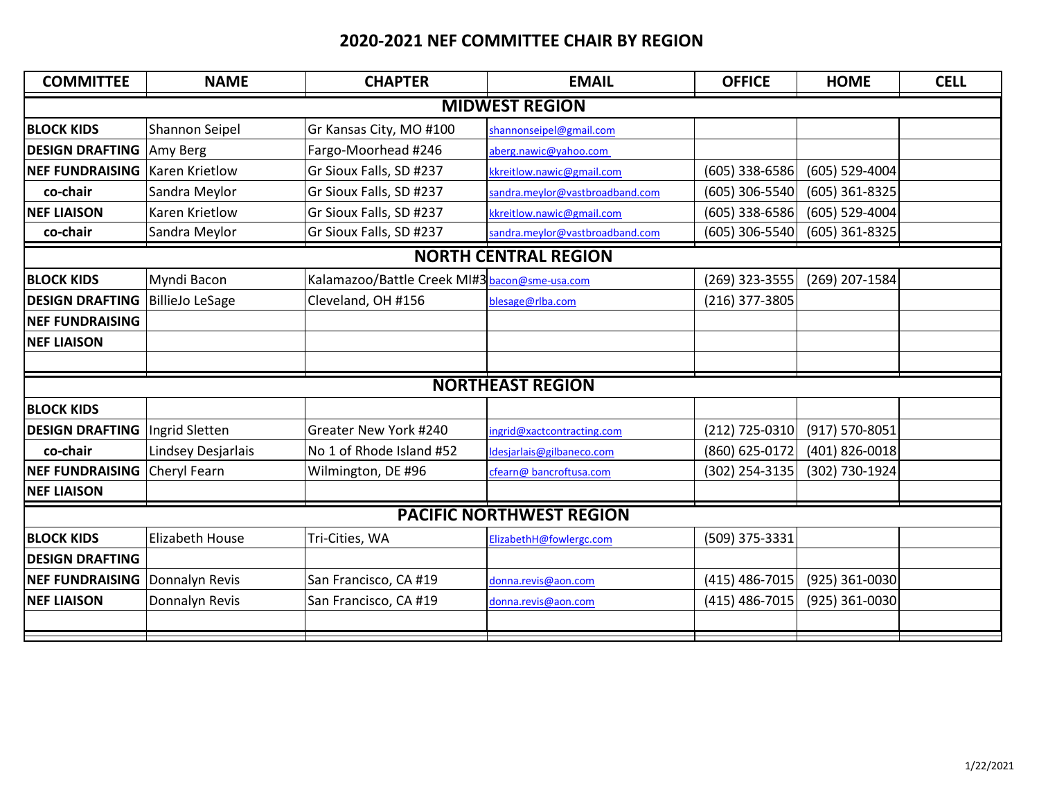# 2020-2021 NEF COMMITTEE CHAIR BY REGION

| COMMITTEE | NAME | CHAPTER | EMAIL | OFFICE | HOME | CELL |
|---|---|---|---|---|---|---|
| **MIDWEST REGION** | | | | | | |
| **BLOCK KIDS** | Shannon Seipel | Gr Kansas City, MO #100 | shannonseipel@gmail.com | | | |
| **DESIGN DRAFTING** | Amy Berg | Fargo-Moorhead #246 | aberg.nawic@yahoo.com | | | |
| **NEF FUNDRAISING** | Karen Krietlow | Gr Sioux Falls, SD #237 | kkreitlow.nawic@gmail.com | (605) 338-6586 | (605) 529-4004 | |
| **co-chair** | Sandra Meylor | Gr Sioux Falls, SD #237 | sandra.meylor@vastbroadband.com | (605) 306-5540 | (605) 361-8325 | |
| **NEF LIAISON** | Karen Krietlow | Gr Sioux Falls, SD #237 | kkreitlow.nawic@gmail.com | (605) 338-6586 | (605) 529-4004 | |
| **co-chair** | Sandra Meylor | Gr Sioux Falls, SD #237 | sandra.meylor@vastbroadband.com | (605) 306-5540 | (605) 361-8325 | |
| **NORTH CENTRAL REGION** | | | | | | |
| **BLOCK KIDS** | Myndi Bacon | Kalamazoo/Battle Creek MI#3 | bacon@sme-usa.com | (269) 323-3555 | (269) 207-1584 | |
| **DESIGN DRAFTING** | BillieJo LeSage | Cleveland, OH #156 | blesage@rlba.com | (216) 377-3805 | | |
| **NEF FUNDRAISING** | | | | | | |
| **NEF LIAISON** | | | | | | |
| | | | | | | |
| **NORTHEAST REGION** | | | | | | |
| **BLOCK KIDS** | | | | | | |
| **DESIGN DRAFTING** | Ingrid Sletten | Greater New York #240 | ingrid@xactcontracting.com | (212) 725-0310 | (917) 570-8051 | |
| **co-chair** | Lindsey Desjarlais | No 1 of Rhode Island #52 | ldesjarlais@gilbaneco.com | (860) 625-0172 | (401) 826-0018 | |
| **NEF FUNDRAISING** | Cheryl Fearn | Wilmington, DE #96 | cfearn@ bancroftusa.com | (302) 254-3135 | (302) 730-1924 | |
| **NEF LIAISON** | | | | | | |
| **PACIFIC NORTHWEST REGION** | | | | | | |
| **BLOCK KIDS** | Elizabeth House | Tri-Cities, WA | ElizabethH@fowlergc.com | (509) 375-3331 | | |
| **DESIGN DRAFTING** | | | | | | |
| **NEF FUNDRAISING** | Donnalyn Revis | San Francisco, CA #19 | donna.revis@aon.com | (415) 486-7015 | (925) 361-0030 | |
| **NEF LIAISON** | Donnalyn Revis | San Francisco, CA #19 | donna.revis@aon.com | (415) 486-7015 | (925) 361-0030 | |
| | | | | | | |

1/22/2021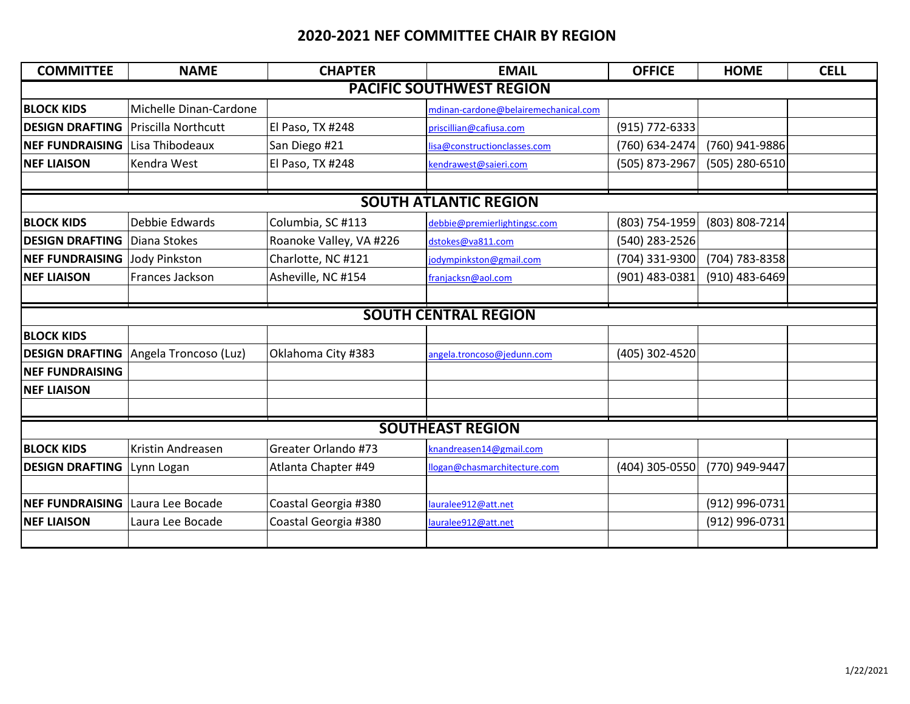# 2020-2021 NEF COMMITTEE CHAIR BY REGION

| COMMITTEE | NAME | CHAPTER | EMAIL | OFFICE | HOME | CELL |
|---|---|---|---|---|---|---|
| **PACIFIC SOUTHWEST REGION** | | | | | | |
| **BLOCK KIDS** | Michelle Dinan-Cardone | | mdinan-cardone@belairemechanical.com | | | |
| **DESIGN DRAFTING** | Priscilla Northcutt | El Paso, TX #248 | priscillian@cafiusa.com | (915) 772-6333 | | |
| **NEF FUNDRAISING** | Lisa Thibodeaux | San Diego #21 | lisa@constructionclasses.com | (760) 634-2474 | (760) 941-9886 | |
| **NEF LIAISON** | Kendra West | El Paso, TX #248 | kendrawest@saieri.com | (505) 873-2967 | (505) 280-6510 | |
| | | | | | | |
| **SOUTH ATLANTIC REGION** | | | | | | |
| **BLOCK KIDS** | Debbie Edwards | Columbia, SC #113 | debbie@premierlightingsc.com | (803) 754-1959 | (803) 808-7214 | |
| **DESIGN DRAFTING** | Diana Stokes | Roanoke Valley, VA #226 | dstokes@va811.com | (540) 283-2526 | | |
| **NEF FUNDRAISING** | Jody Pinkston | Charlotte, NC #121 | jodympinkston@gmail.com | (704) 331-9300 | (704) 783-8358 | |
| **NEF LIAISON** | Frances Jackson | Asheville, NC #154 | franjacksn@aol.com | (901) 483-0381 | (910) 483-6469 | |
| | | | | | | |
| **SOUTH CENTRAL REGION** | | | | | | |
| **BLOCK KIDS** | | | | | | |
| **DESIGN DRAFTING** | Angela Troncoso (Luz) | Oklahoma City #383 | angela.troncoso@jedunn.com | (405) 302-4520 | | |
| **NEF FUNDRAISING** | | | | | | |
| **NEF LIAISON** | | | | | | |
| | | | | | | |
| **SOUTHEAST REGION** | | | | | | |
| **BLOCK KIDS** | Kristin Andreasen | Greater Orlando #73 | knandreasen14@gmail.com | | | |
| **DESIGN DRAFTING** | Lynn Logan | Atlanta Chapter #49 | llogan@chasmarchitecture.com | (404) 305-0550 | (770) 949-9447 | |
| | | | | | | |
| **NEF FUNDRAISING** | Laura Lee Bocade | Coastal Georgia #380 | lauralee912@att.net | | (912) 996-0731 | |
| **NEF LIAISON** | Laura Lee Bocade | Coastal Georgia #380 | lauralee912@att.net | | (912) 996-0731 | |
| | | | | | | |

1/22/2021